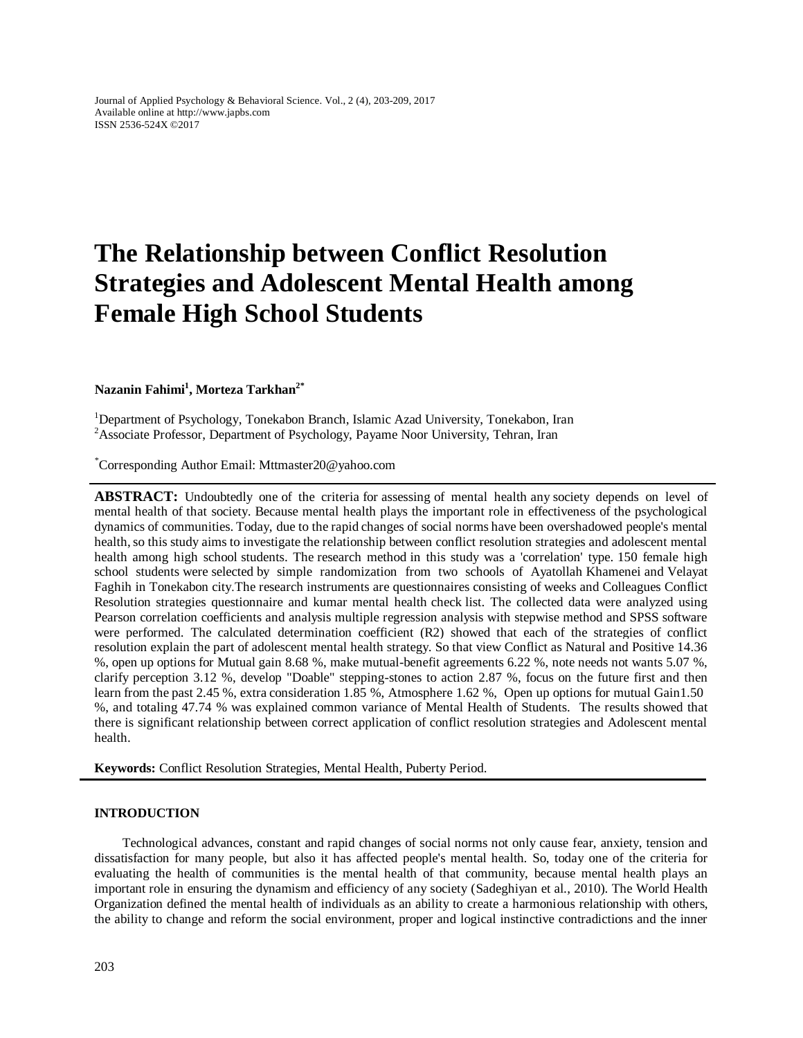Journal of Applied Psychology & Behavioral Science. Vol., 2 (4), 203-209, 2017
Available online at http://www.japbs.com
ISSN 2536-524X ©2017

# The Relationship between Conflict Resolution Strategies and Adolescent Mental Health among Female High School Students

**Nazanin Fahimi[1], Morteza Tarkhan[2*]**

[1]Department of Psychology, Tonekabon Branch, Islamic Azad University, Tonekabon, Iran
[2]Associate Professor, Department of Psychology, Payame Noor University, Tehran, Iran

[*]Corresponding Author Email: Mttmaster20@yahoo.com

**ABSTRACT:** Undoubtedly one of the criteria for assessing of mental health any society depends on level of mental health of that society. Because mental health plays the important role in effectiveness of the psychological dynamics of communities. Today, due to the rapid changes of social norms have been overshadowed people's mental health, so this study aims to investigate the relationship between conflict resolution strategies and adolescent mental health among high school students. The research method in this study was a 'correlation' type. 150 female high school students were selected by simple randomization from two schools of Ayatollah Khamenei and Velayat Faghih in Tonekabon city.The research instruments are questionnaires consisting of weeks and Colleagues Conflict Resolution strategies questionnaire and kumar mental health check list. The collected data were analyzed using Pearson correlation coefficients and analysis multiple regression analysis with stepwise method and SPSS software were performed. The calculated determination coefficient ($R^2$) showed that each of the strategies of conflict resolution explain the part of adolescent mental health strategy. So that view Conflict as Natural and Positive 14.36 %, open up options for Mutual gain 8.68 %, make mutual-benefit agreements 6.22 %, note needs not wants 5.07 %, clarify perception 3.12 %, develop "Doable" stepping-stones to action 2.87 %, focus on the future first and then learn from the past 2.45 %, extra consideration 1.85 %, Atmosphere 1.62 %, Open up options for mutual Gain1.50 %, and totaling 47.74 % was explained common variance of Mental Health of Students. The results showed that there is significant relationship between correct application of conflict resolution strategies and Adolescent mental health.

**Keywords:** Conflict Resolution Strategies, Mental Health, Puberty Period.

## INTRODUCTION

Technological advances, constant and rapid changes of social norms not only cause fear, anxiety, tension and dissatisfaction for many people, but also it has affected people's mental health. So, today one of the criteria for evaluating the health of communities is the mental health of that community, because mental health plays an important role in ensuring the dynamism and efficiency of any society (Sadeghiyan et al., 2010). The World Health Organization defined the mental health of individuals as an ability to create a harmonious relationship with others, the ability to change and reform the social environment, proper and logical instinctive contradictions and the inner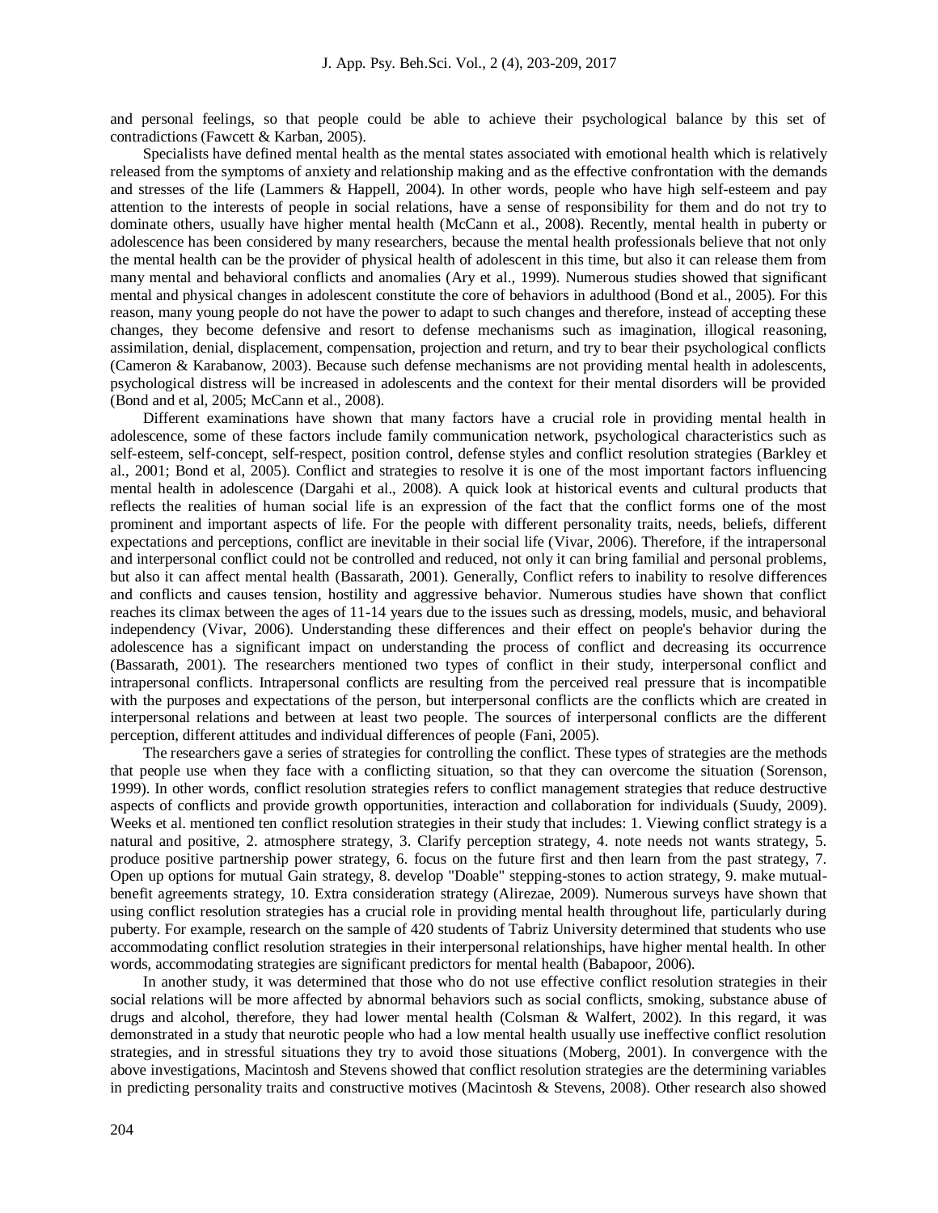and personal feelings, so that people could be able to achieve their psychological balance by this set of contradictions (Fawcett & Karban, 2005).

Specialists have defined mental health as the mental states associated with emotional health which is relatively released from the symptoms of anxiety and relationship making and as the effective confrontation with the demands and stresses of the life (Lammers & Happell, 2004). In other words, people who have high self-esteem and pay attention to the interests of people in social relations, have a sense of responsibility for them and do not try to dominate others, usually have higher mental health (McCann et al., 2008). Recently, mental health in puberty or adolescence has been considered by many researchers, because the mental health professionals believe that not only the mental health can be the provider of physical health of adolescent in this time, but also it can release them from many mental and behavioral conflicts and anomalies (Ary et al., 1999). Numerous studies showed that significant mental and physical changes in adolescent constitute the core of behaviors in adulthood (Bond et al., 2005). For this reason, many young people do not have the power to adapt to such changes and therefore, instead of accepting these changes, they become defensive and resort to defense mechanisms such as imagination, illogical reasoning, assimilation, denial, displacement, compensation, projection and return, and try to bear their psychological conflicts (Cameron & Karabanow, 2003). Because such defense mechanisms are not providing mental health in adolescents, psychological distress will be increased in adolescents and the context for their mental disorders will be provided (Bond and et al, 2005; McCann et al., 2008).

Different examinations have shown that many factors have a crucial role in providing mental health in adolescence, some of these factors include family communication network, psychological characteristics such as self-esteem, self-concept, self-respect, position control, defense styles and conflict resolution strategies (Barkley et al., 2001; Bond et al, 2005). Conflict and strategies to resolve it is one of the most important factors influencing mental health in adolescence (Dargahi et al., 2008). A quick look at historical events and cultural products that reflects the realities of human social life is an expression of the fact that the conflict forms one of the most prominent and important aspects of life. For the people with different personality traits, needs, beliefs, different expectations and perceptions, conflict are inevitable in their social life (Vivar, 2006). Therefore, if the intrapersonal and interpersonal conflict could not be controlled and reduced, not only it can bring familial and personal problems, but also it can affect mental health (Bassarath, 2001). Generally, Conflict refers to inability to resolve differences and conflicts and causes tension, hostility and aggressive behavior. Numerous studies have shown that conflict reaches its climax between the ages of 11-14 years due to the issues such as dressing, models, music, and behavioral independency (Vivar, 2006). Understanding these differences and their effect on people's behavior during the adolescence has a significant impact on understanding the process of conflict and decreasing its occurrence (Bassarath, 2001). The researchers mentioned two types of conflict in their study, interpersonal conflict and intrapersonal conflicts. Intrapersonal conflicts are resulting from the perceived real pressure that is incompatible with the purposes and expectations of the person, but interpersonal conflicts are the conflicts which are created in interpersonal relations and between at least two people. The sources of interpersonal conflicts are the different perception, different attitudes and individual differences of people (Fani, 2005).

The researchers gave a series of strategies for controlling the conflict. These types of strategies are the methods that people use when they face with a conflicting situation, so that they can overcome the situation (Sorenson, 1999). In other words, conflict resolution strategies refers to conflict management strategies that reduce destructive aspects of conflicts and provide growth opportunities, interaction and collaboration for individuals (Suudy, 2009). Weeks et al. mentioned ten conflict resolution strategies in their study that includes: 1. Viewing conflict strategy is a natural and positive, 2. atmosphere strategy, 3. Clarify perception strategy, 4. note needs not wants strategy, 5. produce positive partnership power strategy, 6. focus on the future first and then learn from the past strategy, 7. Open up options for mutual Gain strategy, 8. develop "Doable" stepping-stones to action strategy, 9. make mutual-benefit agreements strategy, 10. Extra consideration strategy (Alirezae, 2009). Numerous surveys have shown that using conflict resolution strategies has a crucial role in providing mental health throughout life, particularly during puberty. For example, research on the sample of 420 students of Tabriz University determined that students who use accommodating conflict resolution strategies in their interpersonal relationships, have higher mental health. In other words, accommodating strategies are significant predictors for mental health (Babapoor, 2006).

In another study, it was determined that those who do not use effective conflict resolution strategies in their social relations will be more affected by abnormal behaviors such as social conflicts, smoking, substance abuse of drugs and alcohol, therefore, they had lower mental health (Colsman & Walfert, 2002). In this regard, it was demonstrated in a study that neurotic people who had a low mental health usually use ineffective conflict resolution strategies, and in stressful situations they try to avoid those situations (Moberg, 2001). In convergence with the above investigations, Macintosh and Stevens showed that conflict resolution strategies are the determining variables in predicting personality traits and constructive motives (Macintosh & Stevens, 2008). Other research also showed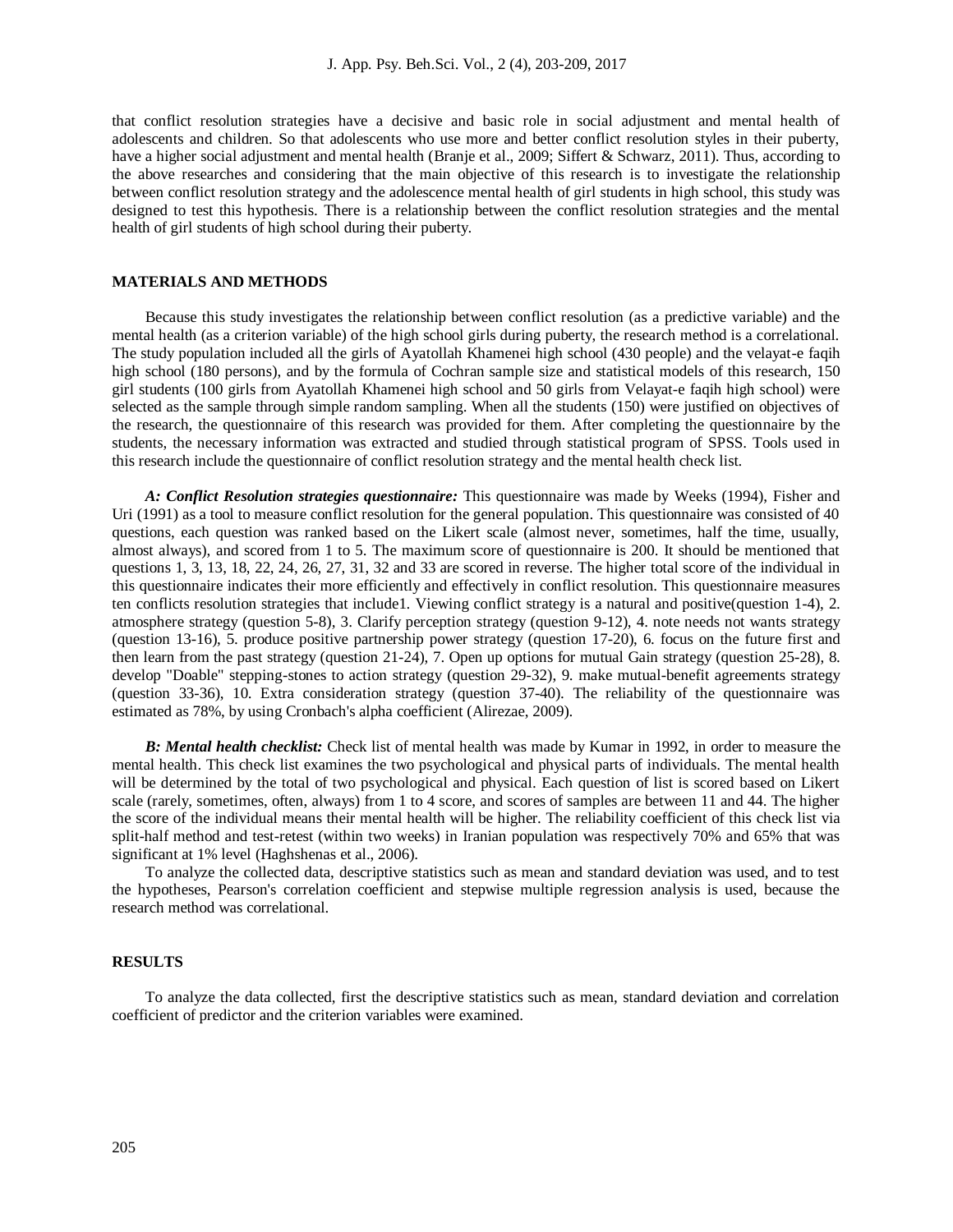that conflict resolution strategies have a decisive and basic role in social adjustment and mental health of adolescents and children. So that adolescents who use more and better conflict resolution styles in their puberty, have a higher social adjustment and mental health (Branje et al., 2009; Siffert & Schwarz, 2011). Thus, according to the above researches and considering that the main objective of this research is to investigate the relationship between conflict resolution strategy and the adolescence mental health of girl students in high school, this study was designed to test this hypothesis. There is a relationship between the conflict resolution strategies and the mental health of girl students of high school during their puberty.

## MATERIALS AND METHODS

Because this study investigates the relationship between conflict resolution (as a predictive variable) and the mental health (as a criterion variable) of the high school girls during puberty, the research method is a correlational. The study population included all the girls of Ayatollah Khamenei high school (430 people) and the velayat-e faqih high school (180 persons), and by the formula of Cochran sample size and statistical models of this research, 150 girl students (100 girls from Ayatollah Khamenei high school and 50 girls from Velayat-e faqih high school) were selected as the sample through simple random sampling. When all the students (150) were justified on objectives of the research, the questionnaire of this research was provided for them. After completing the questionnaire by the students, the necessary information was extracted and studied through statistical program of SPSS. Tools used in this research include the questionnaire of conflict resolution strategy and the mental health check list.

***A: Conflict Resolution strategies questionnaire:*** This questionnaire was made by Weeks (1994), Fisher and Uri (1991) as a tool to measure conflict resolution for the general population. This questionnaire was consisted of 40 questions, each question was ranked based on the Likert scale (almost never, sometimes, half the time, usually, almost always), and scored from 1 to 5. The maximum score of questionnaire is 200. It should be mentioned that questions 1, 3, 13, 18, 22, 24, 26, 27, 31, 32 and 33 are scored in reverse. The higher total score of the individual in this questionnaire indicates their more efficiently and effectively in conflict resolution. This questionnaire measures ten conflicts resolution strategies that include1. Viewing conflict strategy is a natural and positive(question 1-4), 2. atmosphere strategy (question 5-8), 3. Clarify perception strategy (question 9-12), 4. note needs not wants strategy (question 13-16), 5. produce positive partnership power strategy (question 17-20), 6. focus on the future first and then learn from the past strategy (question 21-24), 7. Open up options for mutual Gain strategy (question 25-28), 8. develop "Doable" stepping-stones to action strategy (question 29-32), 9. make mutual-benefit agreements strategy (question 33-36), 10. Extra consideration strategy (question 37-40). The reliability of the questionnaire was estimated as 78%, by using Cronbach's alpha coefficient (Alirezae, 2009).

***B: Mental health checklist:*** Check list of mental health was made by Kumar in 1992, in order to measure the mental health. This check list examines the two psychological and physical parts of individuals. The mental health will be determined by the total of two psychological and physical. Each question of list is scored based on Likert scale (rarely, sometimes, often, always) from 1 to 4 score, and scores of samples are between 11 and 44. The higher the score of the individual means their mental health will be higher. The reliability coefficient of this check list via split-half method and test-retest (within two weeks) in Iranian population was respectively 70% and 65% that was significant at 1% level (Haghshenas et al., 2006).

To analyze the collected data, descriptive statistics such as mean and standard deviation was used, and to test the hypotheses, Pearson's correlation coefficient and stepwise multiple regression analysis is used, because the research method was correlational.

## RESULTS

To analyze the data collected, first the descriptive statistics such as mean, standard deviation and correlation coefficient of predictor and the criterion variables were examined.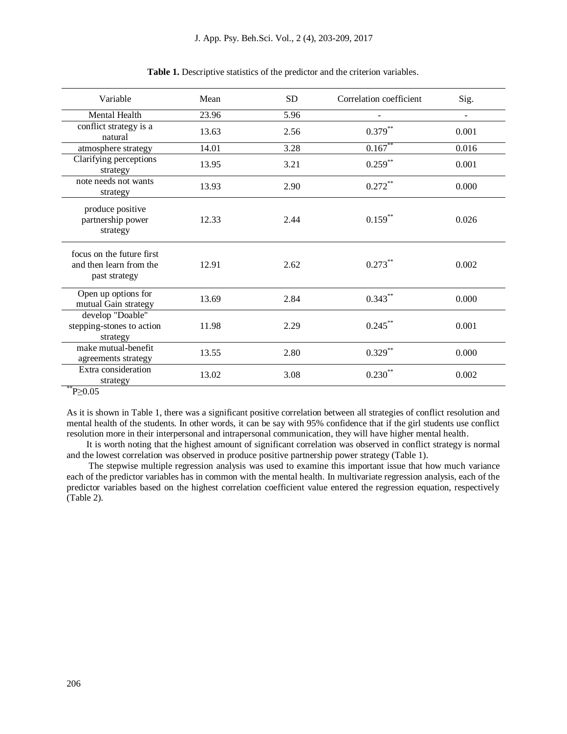**Table 1.** Descriptive statistics of the predictor and the criterion variables.

| Variable | Mean | SD | Correlation coefficient | Sig. |
|---|---|---|---|---|
| Mental Health | 23.96 | 5.96 | - | - |
| conflict strategy is a natural | 13.63 | 2.56 | 0.379** | 0.001 |
| atmosphere strategy | 14.01 | 3.28 | 0.167** | 0.016 |
| Clarifying perceptions strategy | 13.95 | 3.21 | 0.259** | 0.001 |
| note needs not wants strategy | 13.93 | 2.90 | 0.272** | 0.000 |
| produce positive partnership power strategy | 12.33 | 2.44 | 0.159** | 0.026 |
| focus on the future first and then learn from the past strategy | 12.91 | 2.62 | 0.273** | 0.002 |
| Open up options for mutual Gain strategy | 13.69 | 2.84 | 0.343** | 0.000 |
| develop "Doable" stepping-stones to action strategy | 11.98 | 2.29 | 0.245** | 0.001 |
| make mutual-benefit agreements strategy | 13.55 | 2.80 | 0.329** | 0.000 |
| Extra consideration strategy | 13.02 | 3.08 | 0.230** | 0.002 |

**$P \geq 0.05$

As it is shown in Table 1, there was a significant positive correlation between all strategies of conflict resolution and mental health of the students. In other words, it can be say with 95% confidence that if the girl students use conflict resolution more in their interpersonal and intrapersonal communication, they will have higher mental health.

It is worth noting that the highest amount of significant correlation was observed in conflict strategy is normal and the lowest correlation was observed in produce positive partnership power strategy (Table 1).

The stepwise multiple regression analysis was used to examine this important issue that how much variance each of the predictor variables has in common with the mental health. In multivariate regression analysis, each of the predictor variables based on the highest correlation coefficient value entered the regression equation, respectively (Table 2).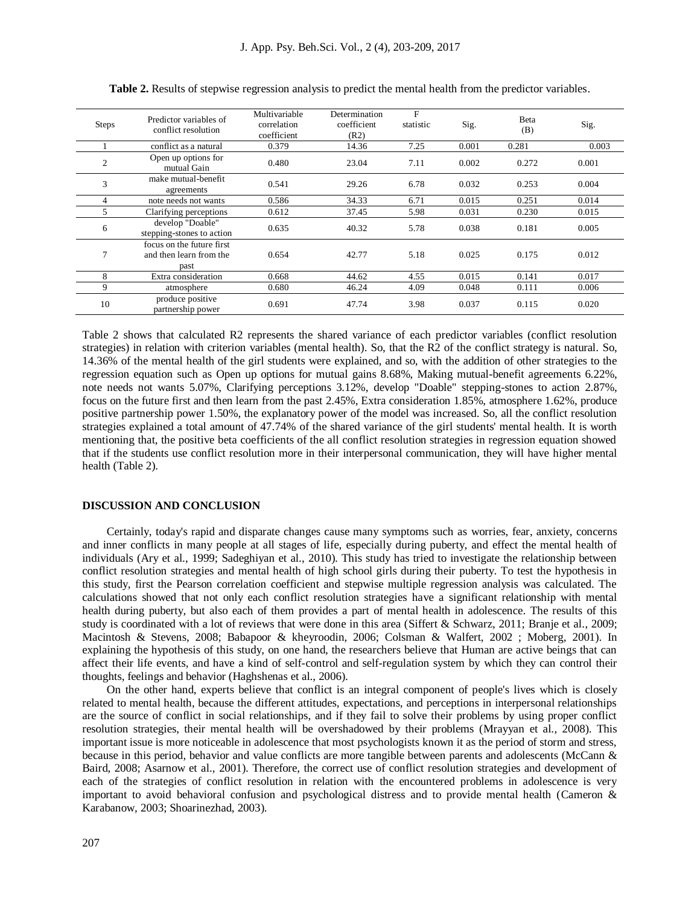**Table 2.** Results of stepwise regression analysis to predict the mental health from the predictor variables.

| Steps | Predictor variables of conflict resolution | Multivariable correlation coefficient | Determination coefficient (R2) | F statistic | Sig. | Beta (B) | Sig. |
|---|---|---|---|---|---|---|---|
| 1 | conflict as a natural | 0.379 | 14.36 | 7.25 | 0.001 | 0.281 | 0.003 |
| 2 | Open up options for mutual Gain | 0.480 | 23.04 | 7.11 | 0.002 | 0.272 | 0.001 |
| 3 | make mutual-benefit agreements | 0.541 | 29.26 | 6.78 | 0.032 | 0.253 | 0.004 |
| 4 | note needs not wants | 0.586 | 34.33 | 6.71 | 0.015 | 0.251 | 0.014 |
| 5 | Clarifying perceptions | 0.612 | 37.45 | 5.98 | 0.031 | 0.230 | 0.015 |
| 6 | develop "Doable" stepping-stones to action | 0.635 | 40.32 | 5.78 | 0.038 | 0.181 | 0.005 |
| 7 | focus on the future first and then learn from the past | 0.654 | 42.77 | 5.18 | 0.025 | 0.175 | 0.012 |
| 8 | Extra consideration | 0.668 | 44.62 | 4.55 | 0.015 | 0.141 | 0.017 |
| 9 | atmosphere | 0.680 | 46.24 | 4.09 | 0.048 | 0.111 | 0.006 |
| 10 | produce positive partnership power | 0.691 | 47.74 | 3.98 | 0.037 | 0.115 | 0.020 |

Table 2 shows that calculated R2 represents the shared variance of each predictor variables (conflict resolution strategies) in relation with criterion variables (mental health). So, that the R2 of the conflict strategy is natural. So, 14.36% of the mental health of the girl students were explained, and so, with the addition of other strategies to the regression equation such as Open up options for mutual gains 8.68%, Making mutual-benefit agreements 6.22%, note needs not wants 5.07%, Clarifying perceptions 3.12%, develop "Doable" stepping-stones to action 2.87%, focus on the future first and then learn from the past 2.45%, Extra consideration 1.85%, atmosphere 1.62%, produce positive partnership power 1.50%, the explanatory power of the model was increased. So, all the conflict resolution strategies explained a total amount of 47.74% of the shared variance of the girl students' mental health. It is worth mentioning that, the positive beta coefficients of the all conflict resolution strategies in regression equation showed that if the students use conflict resolution more in their interpersonal communication, they will have higher mental health (Table 2).

## DISCUSSION AND CONCLUSION

Certainly, today's rapid and disparate changes cause many symptoms such as worries, fear, anxiety, concerns and inner conflicts in many people at all stages of life, especially during puberty, and effect the mental health of individuals (Ary et al., 1999; Sadeghiyan et al., 2010). This study has tried to investigate the relationship between conflict resolution strategies and mental health of high school girls during their puberty. To test the hypothesis in this study, first the Pearson correlation coefficient and stepwise multiple regression analysis was calculated. The calculations showed that not only each conflict resolution strategies have a significant relationship with mental health during puberty, but also each of them provides a part of mental health in adolescence. The results of this study is coordinated with a lot of reviews that were done in this area (Siffert & Schwarz, 2011; Branje et al., 2009; Macintosh & Stevens, 2008; Babapoor & kheyroodin, 2006; Colsman & Walfert, 2002 ; Moberg, 2001). In explaining the hypothesis of this study, on one hand, the researchers believe that Human are active beings that can affect their life events, and have a kind of self-control and self-regulation system by which they can control their thoughts, feelings and behavior (Haghshenas et al., 2006).

On the other hand, experts believe that conflict is an integral component of people's lives which is closely related to mental health, because the different attitudes, expectations, and perceptions in interpersonal relationships are the source of conflict in social relationships, and if they fail to solve their problems by using proper conflict resolution strategies, their mental health will be overshadowed by their problems (Mrayyan et al., 2008). This important issue is more noticeable in adolescence that most psychologists known it as the period of storm and stress, because in this period, behavior and value conflicts are more tangible between parents and adolescents (McCann & Baird, 2008; Asarnow et al., 2001). Therefore, the correct use of conflict resolution strategies and development of each of the strategies of conflict resolution in relation with the encountered problems in adolescence is very important to avoid behavioral confusion and psychological distress and to provide mental health (Cameron & Karabanow, 2003; Shoarinezhad, 2003).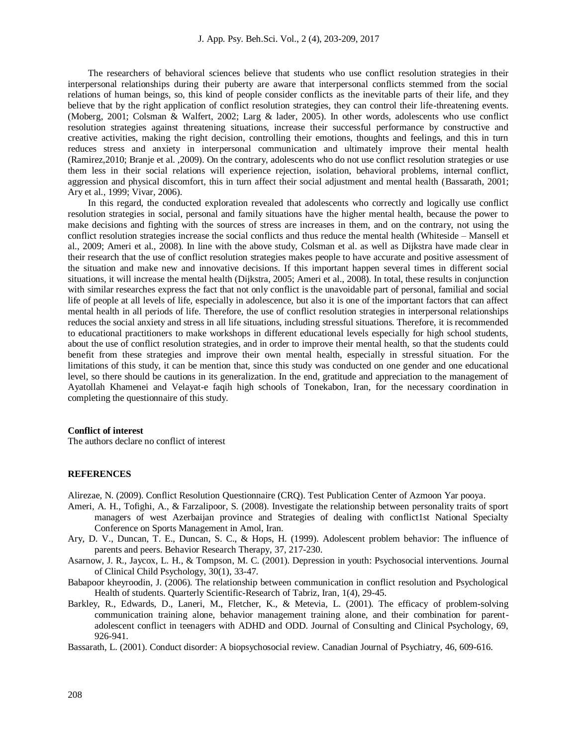The researchers of behavioral sciences believe that students who use conflict resolution strategies in their interpersonal relationships during their puberty are aware that interpersonal conflicts stemmed from the social relations of human beings, so, this kind of people consider conflicts as the inevitable parts of their life, and they believe that by the right application of conflict resolution strategies, they can control their life-threatening events. (Moberg, 2001; Colsman & Walfert, 2002; Larg & lader, 2005). In other words, adolescents who use conflict resolution strategies against threatening situations, increase their successful performance by constructive and creative activities, making the right decision, controlling their emotions, thoughts and feelings, and this in turn reduces stress and anxiety in interpersonal communication and ultimately improve their mental health (Ramirez,2010; Branje et al. ,2009). On the contrary, adolescents who do not use conflict resolution strategies or use them less in their social relations will experience rejection, isolation, behavioral problems, internal conflict, aggression and physical discomfort, this in turn affect their social adjustment and mental health (Bassarath, 2001; Ary et al., 1999; Vivar, 2006).

In this regard, the conducted exploration revealed that adolescents who correctly and logically use conflict resolution strategies in social, personal and family situations have the higher mental health, because the power to make decisions and fighting with the sources of stress are increases in them, and on the contrary, not using the conflict resolution strategies increase the social conflicts and thus reduce the mental health (Whiteside – Mansell et al., 2009; Ameri et al., 2008). In line with the above study, Colsman et al. as well as Dijkstra have made clear in their research that the use of conflict resolution strategies makes people to have accurate and positive assessment of the situation and make new and innovative decisions. If this important happen several times in different social situations, it will increase the mental health (Dijkstra, 2005; Ameri et al., 2008). In total, these results in conjunction with similar researches express the fact that not only conflict is the unavoidable part of personal, familial and social life of people at all levels of life, especially in adolescence, but also it is one of the important factors that can affect mental health in all periods of life. Therefore, the use of conflict resolution strategies in interpersonal relationships reduces the social anxiety and stress in all life situations, including stressful situations. Therefore, it is recommended to educational practitioners to make workshops in different educational levels especially for high school students, about the use of conflict resolution strategies, and in order to improve their mental health, so that the students could benefit from these strategies and improve their own mental health, especially in stressful situation. For the limitations of this study, it can be mention that, since this study was conducted on one gender and one educational level, so there should be cautions in its generalization. In the end, gratitude and appreciation to the management of Ayatollah Khamenei and Velayat-e faqih high schools of Tonekabon, Iran, for the necessary coordination in completing the questionnaire of this study.

**Conflict of interest**

The authors declare no conflict of interest

**REFERENCES**

Alirezae, N. (2009). Conflict Resolution Questionnaire (CRQ). Test Publication Center of Azmoon Yar pooya.

Ameri, A. H., Tofighi, A., & Farzalipoor, S. (2008). Investigate the relationship between personality traits of sport managers of west Azerbaijan province and Strategies of dealing with conflict1st National Specialty Conference on Sports Management in Amol, Iran.

Ary, D. V., Duncan, T. E., Duncan, S. C., & Hops, H. (1999). Adolescent problem behavior: The influence of parents and peers. Behavior Research Therapy, 37, 217-230.

Asarnow, J. R., Jaycox, L. H., & Tompson, M. C. (2001). Depression in youth: Psychosocial interventions. Journal of Clinical Child Psychology, 30(1), 33-47.

Babapoor kheyroodin, J. (2006). The relationship between communication in conflict resolution and Psychological Health of students. Quarterly Scientific-Research of Tabriz, Iran, 1(4), 29-45.

Barkley, R., Edwards, D., Laneri, M., Fletcher, K., & Metevia, L. (2001). The efficacy of problem-solving communication training alone, behavior management training alone, and their combination for parent-adolescent conflict in teenagers with ADHD and ODD. Journal of Consulting and Clinical Psychology, 69, 926-941.

Bassarath, L. (2001). Conduct disorder: A biopsychosocial review. Canadian Journal of Psychiatry, 46, 609-616.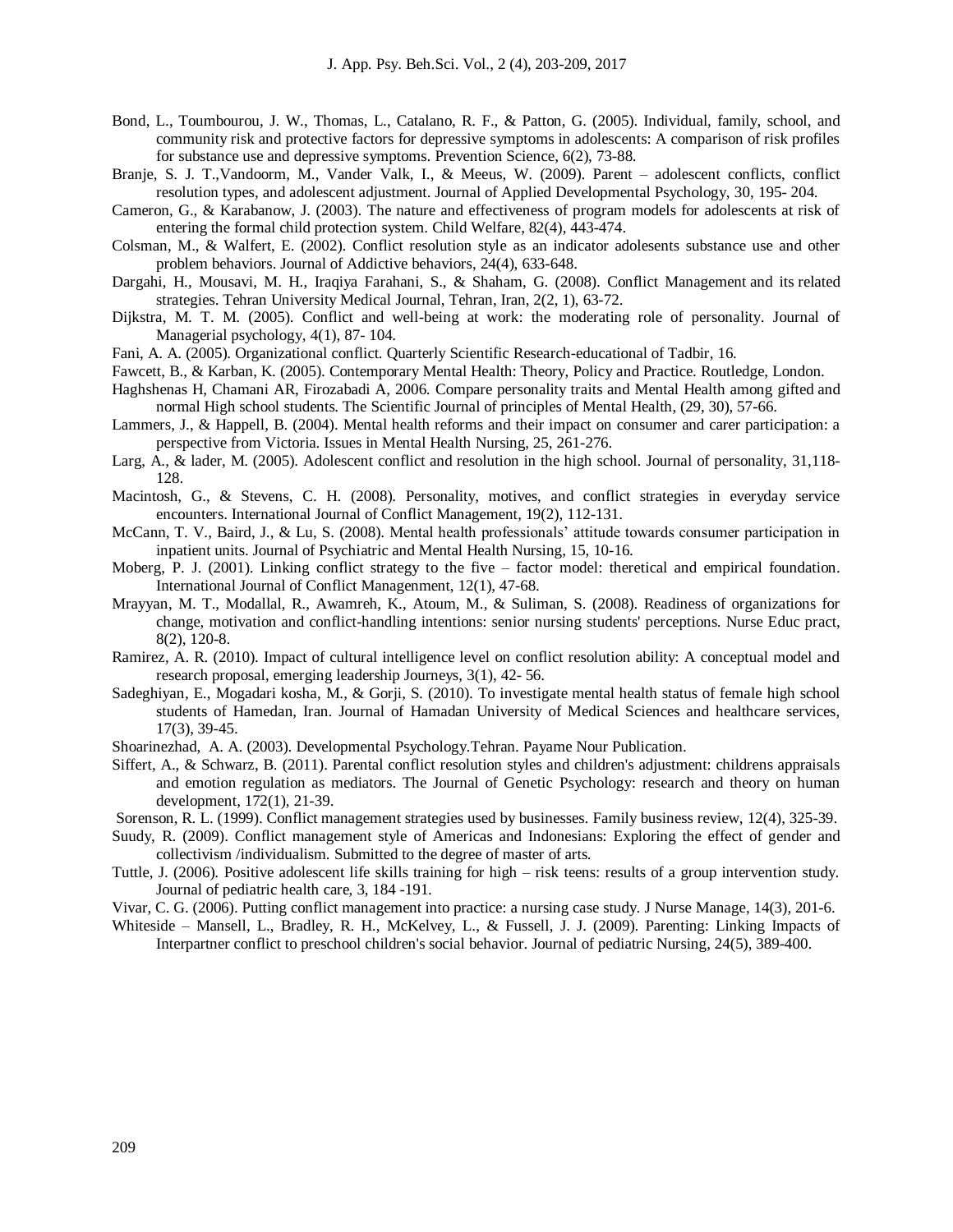Bond, L., Toumbourou, J. W., Thomas, L., Catalano, R. F., & Patton, G. (2005). Individual, family, school, and community risk and protective factors for depressive symptoms in adolescents: A comparison of risk profiles for substance use and depressive symptoms. Prevention Science, 6(2), 73-88.

Branje, S. J. T.,Vandoorm, M., Vander Valk, I., & Meeus, W. (2009). Parent – adolescent conflicts, conflict resolution types, and adolescent adjustment. Journal of Applied Developmental Psychology, 30, 195- 204.

Cameron, G., & Karabanow, J. (2003). The nature and effectiveness of program models for adolescents at risk of entering the formal child protection system. Child Welfare, 82(4), 443-474.

Colsman, M., & Walfert, E. (2002). Conflict resolution style as an indicator adolesents substance use and other problem behaviors. Journal of Addictive behaviors, 24(4), 633-648.

Dargahi, H., Mousavi, M. H., Iraqiya Farahani, S., & Shaham, G. (2008). Conflict Management and its related strategies. Tehran University Medical Journal, Tehran, Iran, 2(2, 1), 63-72.

Dijkstra, M. T. M. (2005). Conflict and well-being at work: the moderating role of personality. Journal of Managerial psychology, 4(1), 87- 104.

Fani, A. A. (2005). Organizational conflict. Quarterly Scientific Research-educational of Tadbir, 16.

Fawcett, B., & Karban, K. (2005). Contemporary Mental Health: Theory, Policy and Practice. Routledge, London.

Haghshenas H, Chamani AR, Firozabadi A, 2006. Compare personality traits and Mental Health among gifted and normal High school students. The Scientific Journal of principles of Mental Health, (29, 30), 57-66.

Lammers, J., & Happell, B. (2004). Mental health reforms and their impact on consumer and carer participation: a perspective from Victoria. Issues in Mental Health Nursing, 25, 261-276.

Larg, A., & lader, M. (2005). Adolescent conflict and resolution in the high school. Journal of personality, 31,118-128.

Macintosh, G., & Stevens, C. H. (2008). Personality, motives, and conflict strategies in everyday service encounters. International Journal of Conflict Management, 19(2), 112-131.

McCann, T. V., Baird, J., & Lu, S. (2008). Mental health professionals' attitude towards consumer participation in inpatient units. Journal of Psychiatric and Mental Health Nursing, 15, 10-16.

Moberg, P. J. (2001). Linking conflict strategy to the five – factor model: theretical and empirical foundation. International Journal of Conflict Managenment, 12(1), 47-68.

Mrayyan, M. T., Modallal, R., Awamreh, K., Atoum, M., & Suliman, S. (2008). Readiness of organizations for change, motivation and conflict-handling intentions: senior nursing students' perceptions. Nurse Educ pract, 8(2), 120-8.

Ramirez, A. R. (2010). Impact of cultural intelligence level on conflict resolution ability: A conceptual model and research proposal, emerging leadership Journeys, 3(1), 42- 56.

Sadeghiyan, E., Mogadari kosha, M., & Gorji, S. (2010). To investigate mental health status of female high school students of Hamedan, Iran. Journal of Hamadan University of Medical Sciences and healthcare services, 17(3), 39-45.

Shoarinezhad, A. A. (2003). Developmental Psychology.Tehran. Payame Nour Publication.

Siffert, A., & Schwarz, B. (2011). Parental conflict resolution styles and children's adjustment: childrens appraisals and emotion regulation as mediators. The Journal of Genetic Psychology: research and theory on human development, 172(1), 21-39.

Sorenson, R. L. (1999). Conflict management strategies used by businesses. Family business review, 12(4), 325-39.

Suudy, R. (2009). Conflict management style of Americas and Indonesians: Exploring the effect of gender and collectivism /individualism. Submitted to the degree of master of arts.

Tuttle, J. (2006). Positive adolescent life skills training for high – risk teens: results of a group intervention study. Journal of pediatric health care, 3, 184 -191.

Vivar, C. G. (2006). Putting conflict management into practice: a nursing case study. J Nurse Manage, 14(3), 201-6.

Whiteside – Mansell, L., Bradley, R. H., McKelvey, L., & Fussell, J. J. (2009). Parenting: Linking Impacts of Interpartner conflict to preschool children's social behavior. Journal of pediatric Nursing, 24(5), 389-400.